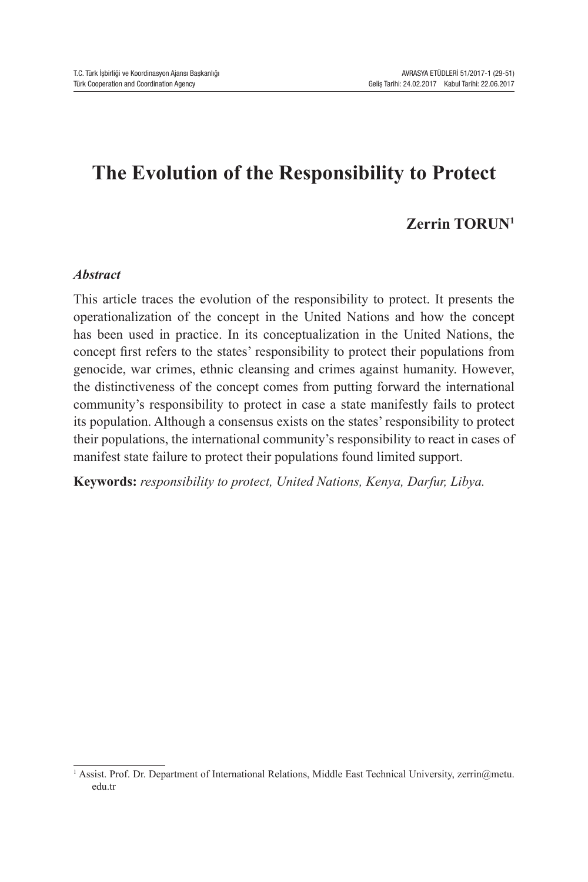# The Evolution of the Responsibility to Protect

**Zerrin TORUN[1]**

***Abstract***

This article traces the evolution of the responsibility to protect. It presents the operationalization of the concept in the United Nations and how the concept has been used in practice. In its conceptualization in the United Nations, the concept first refers to the states' responsibility to protect their populations from genocide, war crimes, ethnic cleansing and crimes against humanity. However, the distinctiveness of the concept comes from putting forward the international community's responsibility to protect in case a state manifestly fails to protect its population. Although a consensus exists on the states' responsibility to protect their populations, the international community's responsibility to react in cases of manifest state failure to protect their populations found limited support.

**Keywords:** *responsibility to protect, United Nations, Kenya, Darfur, Libya.*

---

[1] Assist. Prof. Dr. Department of International Relations, Middle East Technical University, zerrin@metu.edu.tr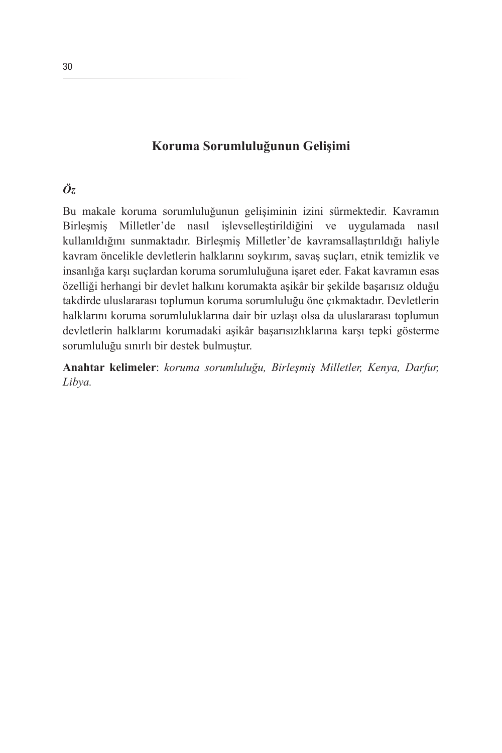## Koruma Sorumluluğunun Gelişimi

### *Öz*

Bu makale koruma sorumluluğunun gelişiminin izini sürmektedir. Kavramın Birleşmiş Milletler'de nasıl işlevselleştirildiğini ve uygulamada nasıl kullanıldığını sunmaktadır. Birleşmiş Milletler'de kavramsallaştırıldığı haliyle kavram öncelikle devletlerin halklarını soykırım, savaş suçları, etnik temizlik ve insanlığa karşı suçlardan koruma sorumluluğuna işaret eder. Fakat kavramın esas özelliği herhangi bir devlet halkını korumakta aşikâr bir şekilde başarısız olduğu takdirde uluslararası toplumun koruma sorumluluğu öne çıkmaktadır. Devletlerin halklarını koruma sorumluluklarına dair bir uzlaşı olsa da uluslararası toplumun devletlerin halklarını korumadaki aşikâr başarısızlıklarına karşı tepki gösterme sorumluluğu sınırlı bir destek bulmuştur.

**Anahtar kelimeler**: *koruma sorumluluğu, Birleşmiş Milletler, Kenya, Darfur, Libya.*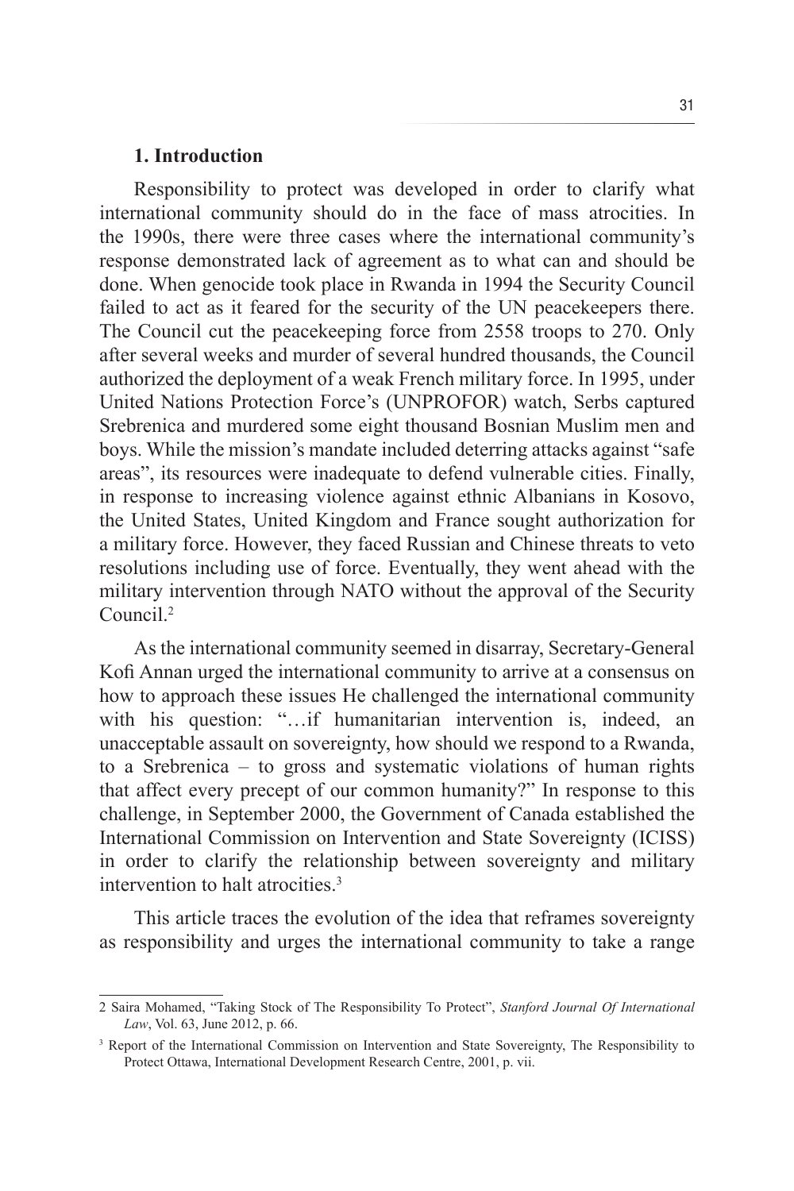## 1. Introduction

Responsibility to protect was developed in order to clarify what international community should do in the face of mass atrocities. In the 1990s, there were three cases where the international community's response demonstrated lack of agreement as to what can and should be done. When genocide took place in Rwanda in 1994 the Security Council failed to act as it feared for the security of the UN peacekeepers there. The Council cut the peacekeeping force from 2558 troops to 270. Only after several weeks and murder of several hundred thousands, the Council authorized the deployment of a weak French military force. In 1995, under United Nations Protection Force's (UNPROFOR) watch, Serbs captured Srebrenica and murdered some eight thousand Bosnian Muslim men and boys. While the mission's mandate included deterring attacks against "safe areas", its resources were inadequate to defend vulnerable cities. Finally, in response to increasing violence against ethnic Albanians in Kosovo, the United States, United Kingdom and France sought authorization for a military force. However, they faced Russian and Chinese threats to veto resolutions including use of force. Eventually, they went ahead with the military intervention through NATO without the approval of the Security Council.[2]

As the international community seemed in disarray, Secretary-General Kofi Annan urged the international community to arrive at a consensus on how to approach these issues He challenged the international community with his question: "…if humanitarian intervention is, indeed, an unacceptable assault on sovereignty, how should we respond to a Rwanda, to a Srebrenica – to gross and systematic violations of human rights that affect every precept of our common humanity?" In response to this challenge, in September 2000, the Government of Canada established the International Commission on Intervention and State Sovereignty (ICISS) in order to clarify the relationship between sovereignty and military intervention to halt atrocities.[3]

This article traces the evolution of the idea that reframes sovereignty as responsibility and urges the international community to take a range

---

2 Saira Mohamed, "Taking Stock of The Responsibility To Protect", *Stanford Journal Of International Law*, Vol. 63, June 2012, p. 66.

3 Report of the International Commission on Intervention and State Sovereignty, The Responsibility to Protect Ottawa, International Development Research Centre, 2001, p. vii.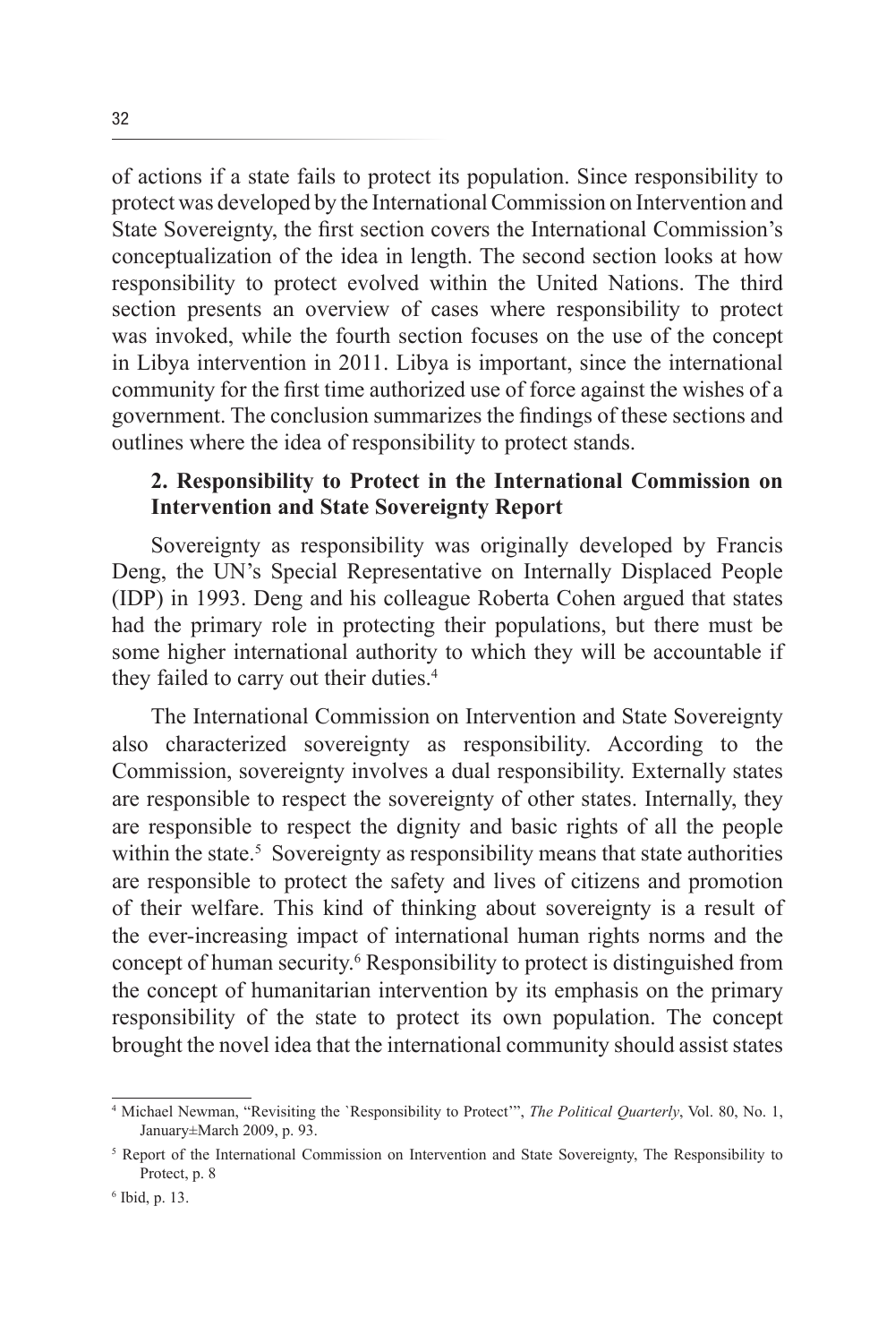of actions if a state fails to protect its population. Since responsibility to protect was developed by the International Commission on Intervention and State Sovereignty, the first section covers the International Commission's conceptualization of the idea in length. The second section looks at how responsibility to protect evolved within the United Nations. The third section presents an overview of cases where responsibility to protect was invoked, while the fourth section focuses on the use of the concept in Libya intervention in 2011. Libya is important, since the international community for the first time authorized use of force against the wishes of a government. The conclusion summarizes the findings of these sections and outlines where the idea of responsibility to protect stands.

## 2. Responsibility to Protect in the International Commission on Intervention and State Sovereignty Report

Sovereignty as responsibility was originally developed by Francis Deng, the UN's Special Representative on Internally Displaced People (IDP) in 1993. Deng and his colleague Roberta Cohen argued that states had the primary role in protecting their populations, but there must be some higher international authority to which they will be accountable if they failed to carry out their duties.[4]

The International Commission on Intervention and State Sovereignty also characterized sovereignty as responsibility. According to the Commission, sovereignty involves a dual responsibility. Externally states are responsible to respect the sovereignty of other states. Internally, they are responsible to respect the dignity and basic rights of all the people within the state.[5] Sovereignty as responsibility means that state authorities are responsible to protect the safety and lives of citizens and promotion of their welfare. This kind of thinking about sovereignty is a result of the ever-increasing impact of international human rights norms and the concept of human security.[6] Responsibility to protect is distinguished from the concept of humanitarian intervention by its emphasis on the primary responsibility of the state to protect its own population. The concept brought the novel idea that the international community should assist states

---

[4] Michael Newman, "Revisiting the `Responsibility to Protect'", *The Political Quarterly*, Vol. 80, No. 1, January±March 2009, p. 93.

[5] Report of the International Commission on Intervention and State Sovereignty, The Responsibility to Protect, p. 8

[6] Ibid, p. 13.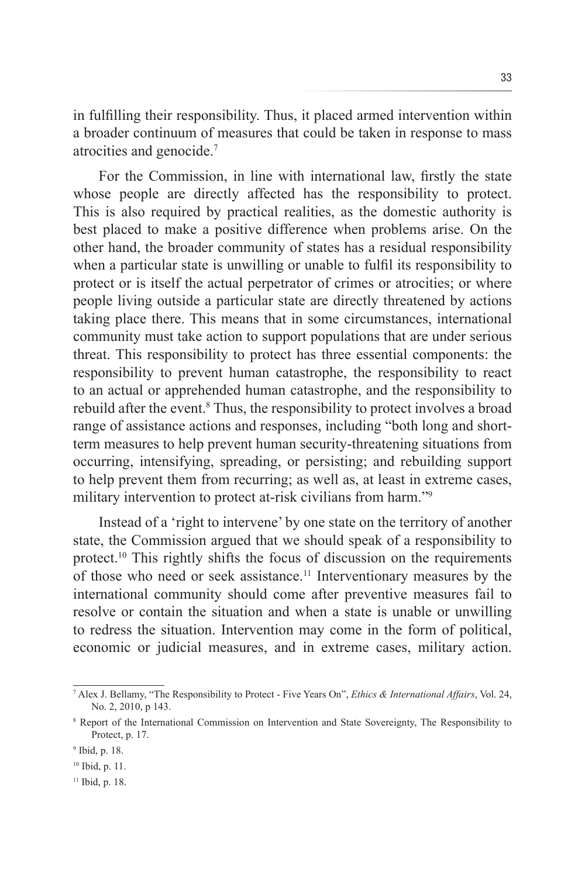in fulfilling their responsibility. Thus, it placed armed intervention within a broader continuum of measures that could be taken in response to mass atrocities and genocide.[7]

For the Commission, in line with international law, firstly the state whose people are directly affected has the responsibility to protect. This is also required by practical realities, as the domestic authority is best placed to make a positive difference when problems arise. On the other hand, the broader community of states has a residual responsibility when a particular state is unwilling or unable to fulfil its responsibility to protect or is itself the actual perpetrator of crimes or atrocities; or where people living outside a particular state are directly threatened by actions taking place there. This means that in some circumstances, international community must take action to support populations that are under serious threat. This responsibility to protect has three essential components: the responsibility to prevent human catastrophe, the responsibility to react to an actual or apprehended human catastrophe, and the responsibility to rebuild after the event.[8] Thus, the responsibility to protect involves a broad range of assistance actions and responses, including "both long and short-term measures to help prevent human security-threatening situations from occurring, intensifying, spreading, or persisting; and rebuilding support to help prevent them from recurring; as well as, at least in extreme cases, military intervention to protect at-risk civilians from harm."[9]

Instead of a 'right to intervene' by one state on the territory of another state, the Commission argued that we should speak of a responsibility to protect.[10] This rightly shifts the focus of discussion on the requirements of those who need or seek assistance.[11] Interventionary measures by the international community should come after preventive measures fail to resolve or contain the situation and when a state is unable or unwilling to redress the situation. Intervention may come in the form of political, economic or judicial measures, and in extreme cases, military action.

---

[7] Alex J. Bellamy, "The Responsibility to Protect - Five Years On", *Ethics & International Affairs*, Vol. 24, No. 2, 2010, p 143.

[8] Report of the International Commission on Intervention and State Sovereignty, The Responsibility to Protect, p. 17.

[9] Ibid, p. 18.

[10] Ibid, p. 11.

[11] Ibid, p. 18.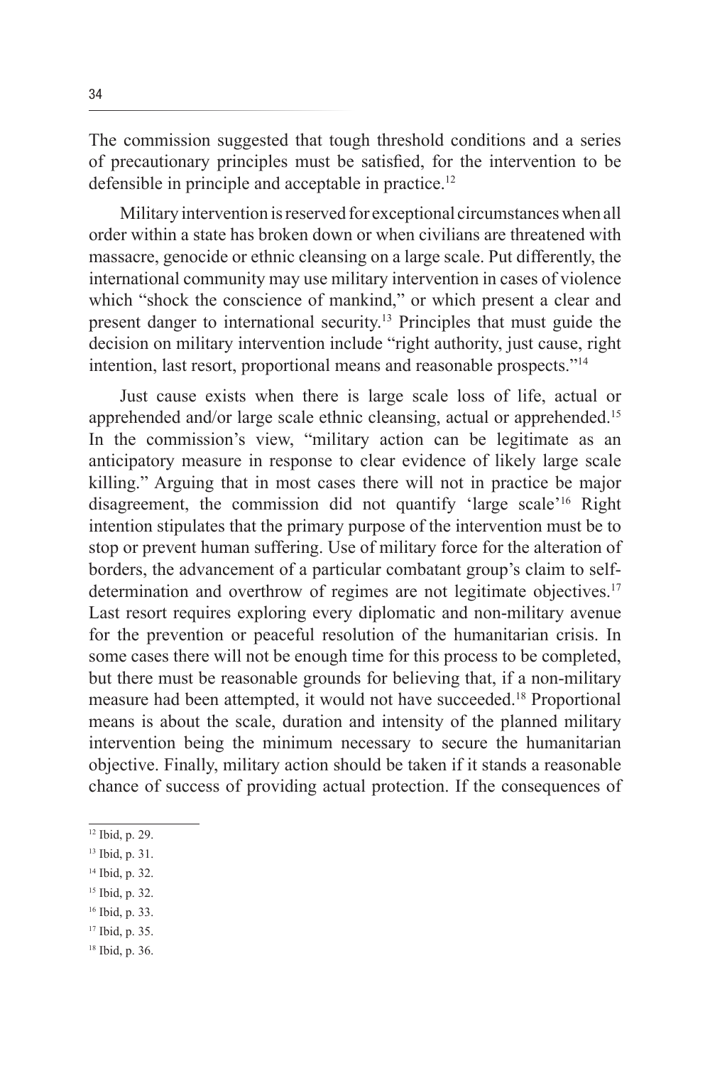The commission suggested that tough threshold conditions and a series of precautionary principles must be satisfied, for the intervention to be defensible in principle and acceptable in practice.[12]

Military intervention is reserved for exceptional circumstances when all order within a state has broken down or when civilians are threatened with massacre, genocide or ethnic cleansing on a large scale. Put differently, the international community may use military intervention in cases of violence which "shock the conscience of mankind," or which present a clear and present danger to international security.[13] Principles that must guide the decision on military intervention include "right authority, just cause, right intention, last resort, proportional means and reasonable prospects."[14]

Just cause exists when there is large scale loss of life, actual or apprehended and/or large scale ethnic cleansing, actual or apprehended.[15] In the commission's view, "military action can be legitimate as an anticipatory measure in response to clear evidence of likely large scale killing." Arguing that in most cases there will not in practice be major disagreement, the commission did not quantify 'large scale'[16] Right intention stipulates that the primary purpose of the intervention must be to stop or prevent human suffering. Use of military force for the alteration of borders, the advancement of a particular combatant group's claim to self-determination and overthrow of regimes are not legitimate objectives.[17] Last resort requires exploring every diplomatic and non-military avenue for the prevention or peaceful resolution of the humanitarian crisis. In some cases there will not be enough time for this process to be completed, but there must be reasonable grounds for believing that, if a non-military measure had been attempted, it would not have succeeded.[18] Proportional means is about the scale, duration and intensity of the planned military intervention being the minimum necessary to secure the humanitarian objective. Finally, military action should be taken if it stands a reasonable chance of success of providing actual protection. If the consequences of

---

[12] Ibid, p. 29.

[13] Ibid, p. 31.

[14] Ibid, p. 32.

[15] Ibid, p. 32.

[16] Ibid, p. 33.

[17] Ibid, p. 35.

[18] Ibid, p. 36.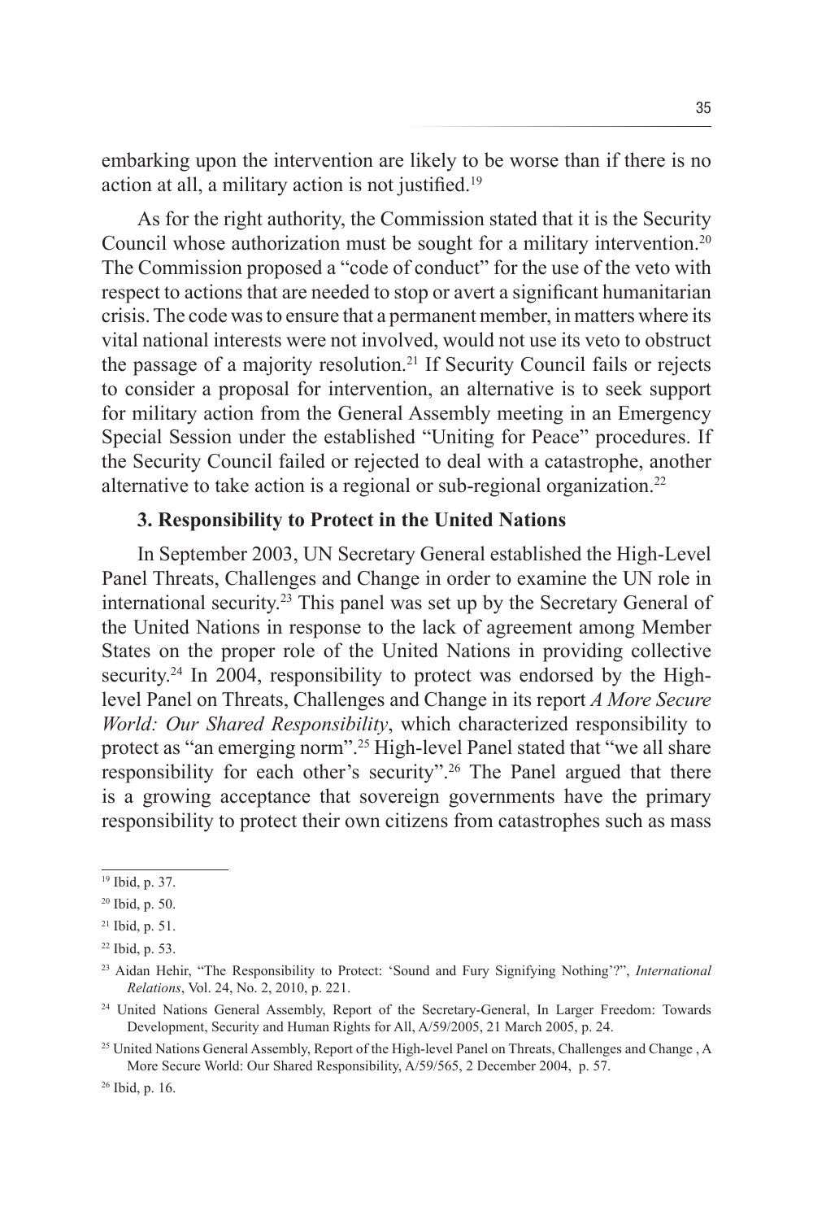embarking upon the intervention are likely to be worse than if there is no action at all, a military action is not justified.[19]

As for the right authority, the Commission stated that it is the Security Council whose authorization must be sought for a military intervention.[20] The Commission proposed a "code of conduct" for the use of the veto with respect to actions that are needed to stop or avert a significant humanitarian crisis. The code was to ensure that a permanent member, in matters where its vital national interests were not involved, would not use its veto to obstruct the passage of a majority resolution.[21] If Security Council fails or rejects to consider a proposal for intervention, an alternative is to seek support for military action from the General Assembly meeting in an Emergency Special Session under the established "Uniting for Peace" procedures. If the Security Council failed or rejected to deal with a catastrophe, another alternative to take action is a regional or sub-regional organization.[22]

### 3. Responsibility to Protect in the United Nations

In September 2003, UN Secretary General established the High-Level Panel Threats, Challenges and Change in order to examine the UN role in international security.[23] This panel was set up by the Secretary General of the United Nations in response to the lack of agreement among Member States on the proper role of the United Nations in providing collective security.[24] In 2004, responsibility to protect was endorsed by the High-level Panel on Threats, Challenges and Change in its report *A More Secure World: Our Shared Responsibility*, which characterized responsibility to protect as "an emerging norm".[25] High-level Panel stated that "we all share responsibility for each other's security".[26] The Panel argued that there is a growing acceptance that sovereign governments have the primary responsibility to protect their own citizens from catastrophes such as mass

---

[19] Ibid, p. 37.

[20] Ibid, p. 50.

[21] Ibid, p. 51.

[22] Ibid, p. 53.

[23] Aidan Hehir, "The Responsibility to Protect: 'Sound and Fury Signifying Nothing'?", *International Relations*, Vol. 24, No. 2, 2010, p. 221.

[24] United Nations General Assembly, Report of the Secretary-General, In Larger Freedom: Towards Development, Security and Human Rights for All, A/59/2005, 21 March 2005, p. 24.

[25] United Nations General Assembly, Report of the High-level Panel on Threats, Challenges and Change , A More Secure World: Our Shared Responsibility, A/59/565, 2 December 2004, p. 57.

[26] Ibid, p. 16.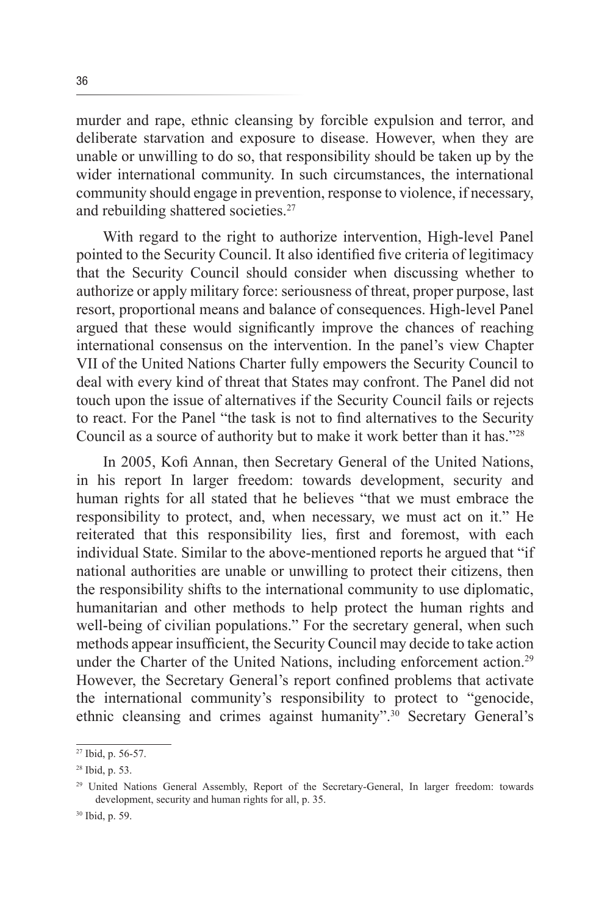murder and rape, ethnic cleansing by forcible expulsion and terror, and deliberate starvation and exposure to disease. However, when they are unable or unwilling to do so, that responsibility should be taken up by the wider international community. In such circumstances, the international community should engage in prevention, response to violence, if necessary, and rebuilding shattered societies.[27]

With regard to the right to authorize intervention, High-level Panel pointed to the Security Council. It also identified five criteria of legitimacy that the Security Council should consider when discussing whether to authorize or apply military force: seriousness of threat, proper purpose, last resort, proportional means and balance of consequences. High-level Panel argued that these would significantly improve the chances of reaching international consensus on the intervention. In the panel's view Chapter VII of the United Nations Charter fully empowers the Security Council to deal with every kind of threat that States may confront. The Panel did not touch upon the issue of alternatives if the Security Council fails or rejects to react. For the Panel "the task is not to find alternatives to the Security Council as a source of authority but to make it work better than it has."[28]

In 2005, Kofi Annan, then Secretary General of the United Nations, in his report In larger freedom: towards development, security and human rights for all stated that he believes "that we must embrace the responsibility to protect, and, when necessary, we must act on it." He reiterated that this responsibility lies, first and foremost, with each individual State. Similar to the above-mentioned reports he argued that "if national authorities are unable or unwilling to protect their citizens, then the responsibility shifts to the international community to use diplomatic, humanitarian and other methods to help protect the human rights and well-being of civilian populations." For the secretary general, when such methods appear insufficient, the Security Council may decide to take action under the Charter of the United Nations, including enforcement action.[29] However, the Secretary General's report confined problems that activate the international community's responsibility to protect to "genocide, ethnic cleansing and crimes against humanity".[30] Secretary General's

---

[27] Ibid, p. 56-57.

[28] Ibid, p. 53.

[29] United Nations General Assembly, Report of the Secretary-General, In larger freedom: towards development, security and human rights for all, p. 35.

[30] Ibid, p. 59.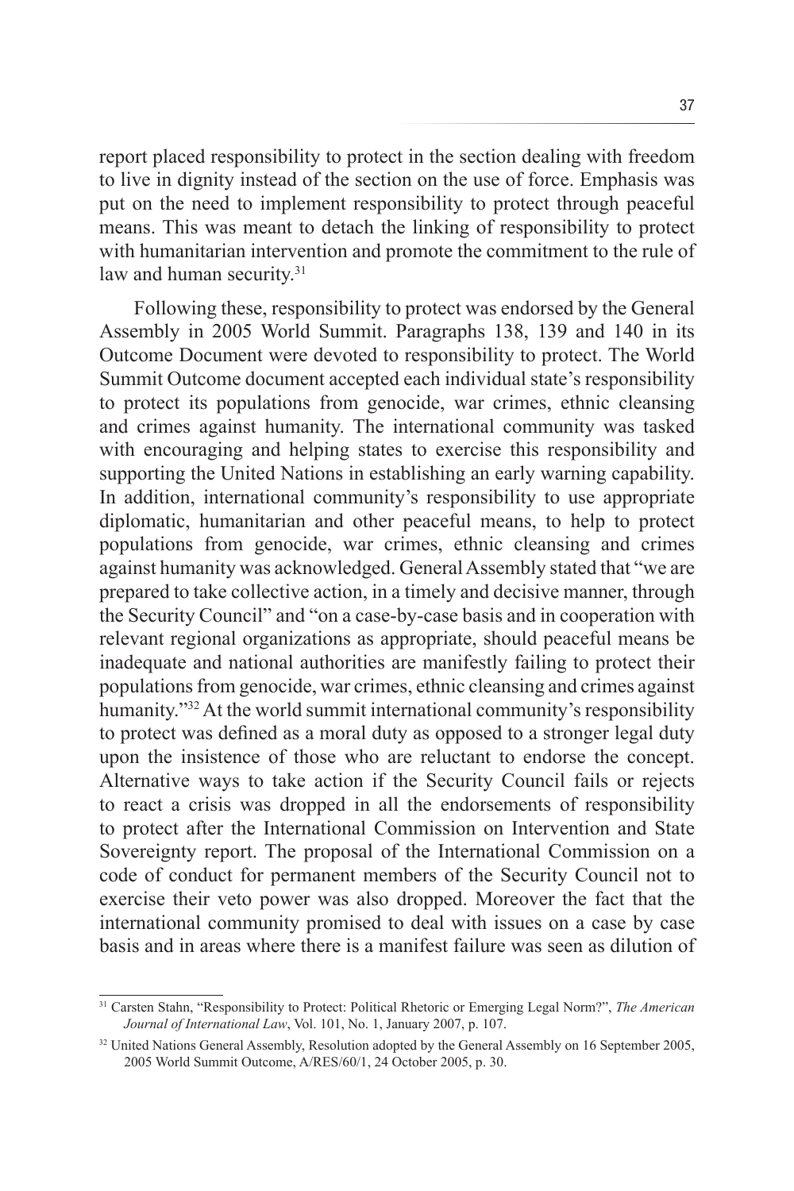report placed responsibility to protect in the section dealing with freedom to live in dignity instead of the section on the use of force. Emphasis was put on the need to implement responsibility to protect through peaceful means. This was meant to detach the linking of responsibility to protect with humanitarian intervention and promote the commitment to the rule of law and human security.[31]

Following these, responsibility to protect was endorsed by the General Assembly in 2005 World Summit. Paragraphs 138, 139 and 140 in its Outcome Document were devoted to responsibility to protect. The World Summit Outcome document accepted each individual state's responsibility to protect its populations from genocide, war crimes, ethnic cleansing and crimes against humanity. The international community was tasked with encouraging and helping states to exercise this responsibility and supporting the United Nations in establishing an early warning capability. In addition, international community's responsibility to use appropriate diplomatic, humanitarian and other peaceful means, to help to protect populations from genocide, war crimes, ethnic cleansing and crimes against humanity was acknowledged. General Assembly stated that "we are prepared to take collective action, in a timely and decisive manner, through the Security Council" and "on a case-by-case basis and in cooperation with relevant regional organizations as appropriate, should peaceful means be inadequate and national authorities are manifestly failing to protect their populations from genocide, war crimes, ethnic cleansing and crimes against humanity."[32] At the world summit international community's responsibility to protect was defined as a moral duty as opposed to a stronger legal duty upon the insistence of those who are reluctant to endorse the concept. Alternative ways to take action if the Security Council fails or rejects to react a crisis was dropped in all the endorsements of responsibility to protect after the International Commission on Intervention and State Sovereignty report. The proposal of the International Commission on a code of conduct for permanent members of the Security Council not to exercise their veto power was also dropped. Moreover the fact that the international community promised to deal with issues on a case by case basis and in areas where there is a manifest failure was seen as dilution of

---

[31] Carsten Stahn, "Responsibility to Protect: Political Rhetoric or Emerging Legal Norm?", *The American Journal of International Law*, Vol. 101, No. 1, January 2007, p. 107.

[32] United Nations General Assembly, Resolution adopted by the General Assembly on 16 September 2005, 2005 World Summit Outcome, A/RES/60/1, 24 October 2005, p. 30.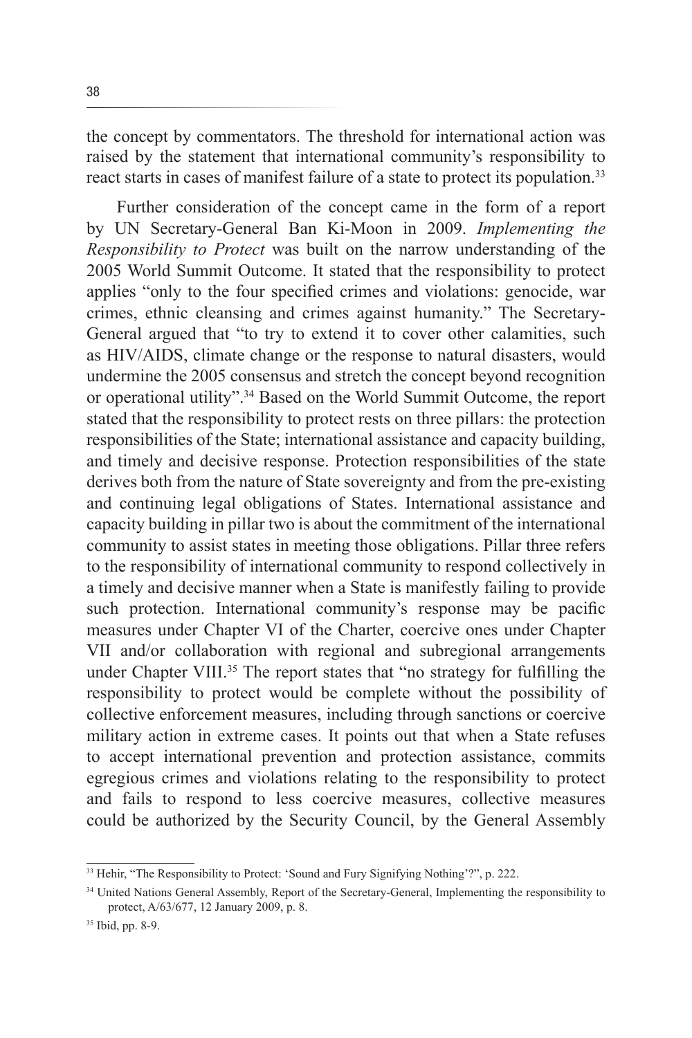the concept by commentators. The threshold for international action was raised by the statement that international community's responsibility to react starts in cases of manifest failure of a state to protect its population.[33]

Further consideration of the concept came in the form of a report by UN Secretary-General Ban Ki-Moon in 2009. *Implementing the Responsibility to Protect* was built on the narrow understanding of the 2005 World Summit Outcome. It stated that the responsibility to protect applies "only to the four specified crimes and violations: genocide, war crimes, ethnic cleansing and crimes against humanity." The Secretary-General argued that "to try to extend it to cover other calamities, such as HIV/AIDS, climate change or the response to natural disasters, would undermine the 2005 consensus and stretch the concept beyond recognition or operational utility".[34] Based on the World Summit Outcome, the report stated that the responsibility to protect rests on three pillars: the protection responsibilities of the State; international assistance and capacity building, and timely and decisive response. Protection responsibilities of the state derives both from the nature of State sovereignty and from the pre-existing and continuing legal obligations of States. International assistance and capacity building in pillar two is about the commitment of the international community to assist states in meeting those obligations. Pillar three refers to the responsibility of international community to respond collectively in a timely and decisive manner when a State is manifestly failing to provide such protection. International community's response may be pacific measures under Chapter VI of the Charter, coercive ones under Chapter VII and/or collaboration with regional and subregional arrangements under Chapter VIII.[35] The report states that "no strategy for fulfilling the responsibility to protect would be complete without the possibility of collective enforcement measures, including through sanctions or coercive military action in extreme cases. It points out that when a State refuses to accept international prevention and protection assistance, commits egregious crimes and violations relating to the responsibility to protect and fails to respond to less coercive measures, collective measures could be authorized by the Security Council, by the General Assembly

---

[33] Hehir, "The Responsibility to Protect: 'Sound and Fury Signifying Nothing'?", p. 222.

[34] United Nations General Assembly, Report of the Secretary-General, Implementing the responsibility to protect, A/63/677, 12 January 2009, p. 8.

[35] Ibid, pp. 8-9.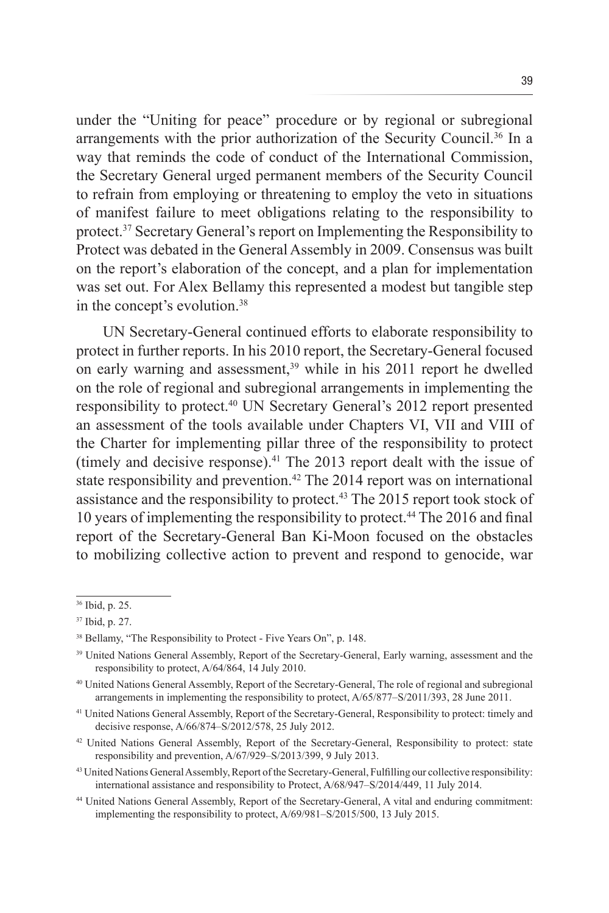under the "Uniting for peace" procedure or by regional or subregional arrangements with the prior authorization of the Security Council.[36] In a way that reminds the code of conduct of the International Commission, the Secretary General urged permanent members of the Security Council to refrain from employing or threatening to employ the veto in situations of manifest failure to meet obligations relating to the responsibility to protect.[37] Secretary General's report on Implementing the Responsibility to Protect was debated in the General Assembly in 2009. Consensus was built on the report's elaboration of the concept, and a plan for implementation was set out. For Alex Bellamy this represented a modest but tangible step in the concept's evolution.[38]

UN Secretary-General continued efforts to elaborate responsibility to protect in further reports. In his 2010 report, the Secretary-General focused on early warning and assessment,[39] while in his 2011 report he dwelled on the role of regional and subregional arrangements in implementing the responsibility to protect.[40] UN Secretary General's 2012 report presented an assessment of the tools available under Chapters VI, VII and VIII of the Charter for implementing pillar three of the responsibility to protect (timely and decisive response).[41] The 2013 report dealt with the issue of state responsibility and prevention.[42] The 2014 report was on international assistance and the responsibility to protect.[43] The 2015 report took stock of 10 years of implementing the responsibility to protect.[44] The 2016 and final report of the Secretary-General Ban Ki-Moon focused on the obstacles to mobilizing collective action to prevent and respond to genocide, war

---

[36] Ibid, p. 25.

[37] Ibid, p. 27.

[38] Bellamy, "The Responsibility to Protect - Five Years On", p. 148.

[39] United Nations General Assembly, Report of the Secretary-General, Early warning, assessment and the responsibility to protect, A/64/864, 14 July 2010.

[40] United Nations General Assembly, Report of the Secretary-General, The role of regional and subregional arrangements in implementing the responsibility to protect, A/65/877–S/2011/393, 28 June 2011.

[41] United Nations General Assembly, Report of the Secretary-General, Responsibility to protect: timely and decisive response, A/66/874–S/2012/578, 25 July 2012.

[42] United Nations General Assembly, Report of the Secretary-General, Responsibility to protect: state responsibility and prevention, A/67/929–S/2013/399, 9 July 2013.

[43] United Nations General Assembly, Report of the Secretary-General, Fulfilling our collective responsibility: international assistance and responsibility to Protect, A/68/947–S/2014/449, 11 July 2014.

[44] United Nations General Assembly, Report of the Secretary-General, A vital and enduring commitment: implementing the responsibility to protect, A/69/981–S/2015/500, 13 July 2015.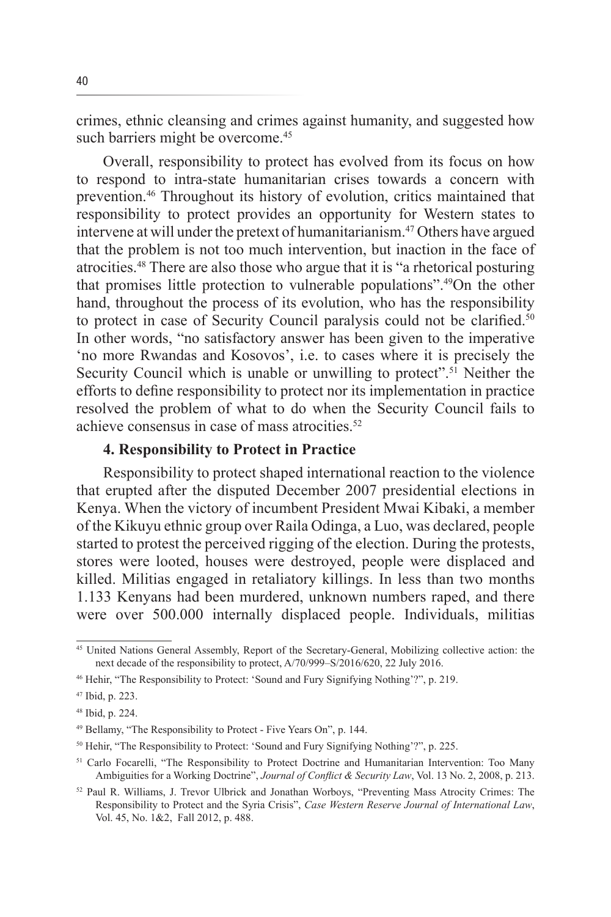crimes, ethnic cleansing and crimes against humanity, and suggested how such barriers might be overcome.[45]

Overall, responsibility to protect has evolved from its focus on how to respond to intra-state humanitarian crises towards a concern with prevention.[46] Throughout its history of evolution, critics maintained that responsibility to protect provides an opportunity for Western states to intervene at will under the pretext of humanitarianism.[47] Others have argued that the problem is not too much intervention, but inaction in the face of atrocities.[48] There are also those who argue that it is "a rhetorical posturing that promises little protection to vulnerable populations".[49]On the other hand, throughout the process of its evolution, who has the responsibility to protect in case of Security Council paralysis could not be clarified.[50] In other words, "no satisfactory answer has been given to the imperative 'no more Rwandas and Kosovos', i.e. to cases where it is precisely the Security Council which is unable or unwilling to protect".[51] Neither the efforts to define responsibility to protect nor its implementation in practice resolved the problem of what to do when the Security Council fails to achieve consensus in case of mass atrocities.[52]

## 4. Responsibility to Protect in Practice

Responsibility to protect shaped international reaction to the violence that erupted after the disputed December 2007 presidential elections in Kenya. When the victory of incumbent President Mwai Kibaki, a member of the Kikuyu ethnic group over Raila Odinga, a Luo, was declared, people started to protest the perceived rigging of the election. During the protests, stores were looted, houses were destroyed, people were displaced and killed. Militias engaged in retaliatory killings. In less than two months 1.133 Kenyans had been murdered, unknown numbers raped, and there were over 500.000 internally displaced people. Individuals, militias

---

[45] United Nations General Assembly, Report of the Secretary-General, Mobilizing collective action: the next decade of the responsibility to protect, A/70/999–S/2016/620, 22 July 2016.

[46] Hehir, "The Responsibility to Protect: 'Sound and Fury Signifying Nothing'?", p. 219.

[47] Ibid, p. 223.

[48] Ibid, p. 224.

[49] Bellamy, "The Responsibility to Protect - Five Years On", p. 144.

[50] Hehir, "The Responsibility to Protect: 'Sound and Fury Signifying Nothing'?", p. 225.

[51] Carlo Focarelli, "The Responsibility to Protect Doctrine and Humanitarian Intervention: Too Many Ambiguities for a Working Doctrine", *Journal of Conflict & Security Law*, Vol. 13 No. 2, 2008, p. 213.

[52] Paul R. Williams, J. Trevor Ulbrick and Jonathan Worboys, "Preventing Mass Atrocity Crimes: The Responsibility to Protect and the Syria Crisis", *Case Western Reserve Journal of International Law*, Vol. 45, No. 1&2, Fall 2012, p. 488.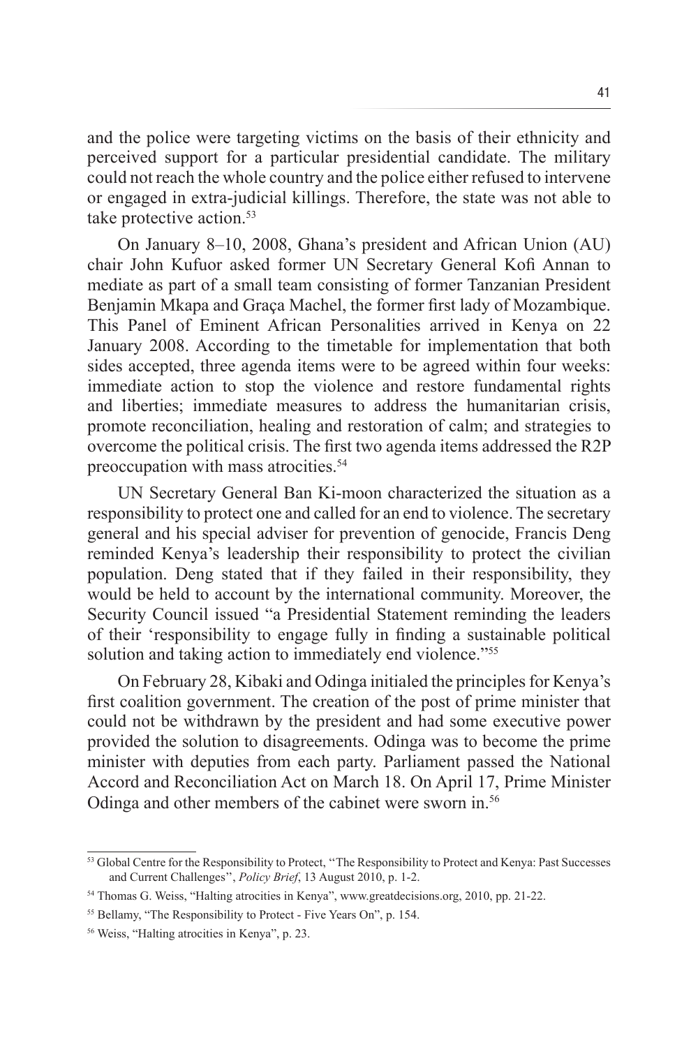and the police were targeting victims on the basis of their ethnicity and perceived support for a particular presidential candidate. The military could not reach the whole country and the police either refused to intervene or engaged in extra-judicial killings. Therefore, the state was not able to take protective action.[53]

On January 8–10, 2008, Ghana's president and African Union (AU) chair John Kufuor asked former UN Secretary General Kofi Annan to mediate as part of a small team consisting of former Tanzanian President Benjamin Mkapa and Graça Machel, the former first lady of Mozambique. This Panel of Eminent African Personalities arrived in Kenya on 22 January 2008. According to the timetable for implementation that both sides accepted, three agenda items were to be agreed within four weeks: immediate action to stop the violence and restore fundamental rights and liberties; immediate measures to address the humanitarian crisis, promote reconciliation, healing and restoration of calm; and strategies to overcome the political crisis. The first two agenda items addressed the R2P preoccupation with mass atrocities.[54]

UN Secretary General Ban Ki-moon characterized the situation as a responsibility to protect one and called for an end to violence. The secretary general and his special adviser for prevention of genocide, Francis Deng reminded Kenya's leadership their responsibility to protect the civilian population. Deng stated that if they failed in their responsibility, they would be held to account by the international community. Moreover, the Security Council issued "a Presidential Statement reminding the leaders of their 'responsibility to engage fully in finding a sustainable political solution and taking action to immediately end violence."[55]

On February 28, Kibaki and Odinga initialed the principles for Kenya's first coalition government. The creation of the post of prime minister that could not be withdrawn by the president and had some executive power provided the solution to disagreements. Odinga was to become the prime minister with deputies from each party. Parliament passed the National Accord and Reconciliation Act on March 18. On April 17, Prime Minister Odinga and other members of the cabinet were sworn in.[56]

---

[53] Global Centre for the Responsibility to Protect, ''The Responsibility to Protect and Kenya: Past Successes and Current Challenges'', *Policy Brief*, 13 August 2010, p. 1-2.

[54] Thomas G. Weiss, "Halting atrocities in Kenya", www.greatdecisions.org, 2010, pp. 21-22.

[55] Bellamy, "The Responsibility to Protect - Five Years On", p. 154.

[56] Weiss, "Halting atrocities in Kenya", p. 23.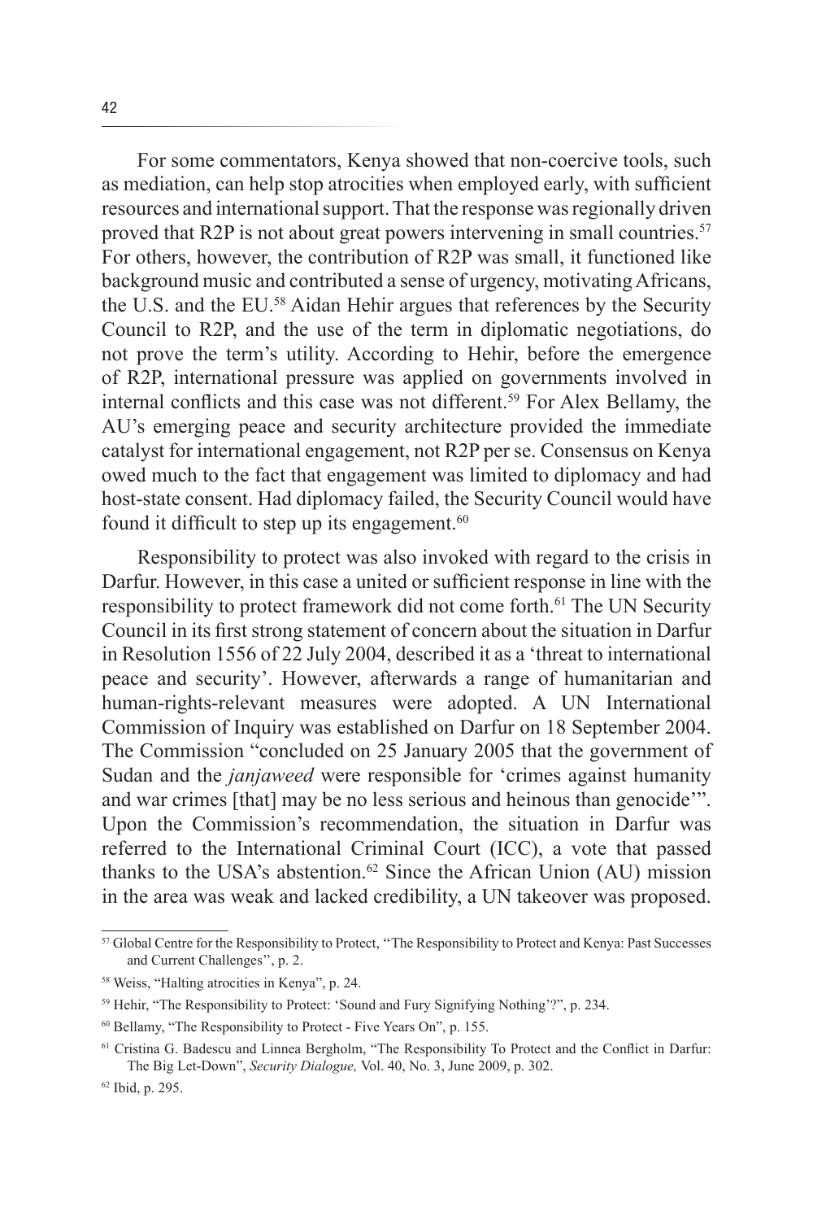For some commentators, Kenya showed that non-coercive tools, such as mediation, can help stop atrocities when employed early, with sufficient resources and international support. That the response was regionally driven proved that R2P is not about great powers intervening in small countries.[57] For others, however, the contribution of R2P was small, it functioned like background music and contributed a sense of urgency, motivating Africans, the U.S. and the EU.[58] Aidan Hehir argues that references by the Security Council to R2P, and the use of the term in diplomatic negotiations, do not prove the term's utility. According to Hehir, before the emergence of R2P, international pressure was applied on governments involved in internal conflicts and this case was not different.[59] For Alex Bellamy, the AU's emerging peace and security architecture provided the immediate catalyst for international engagement, not R2P per se. Consensus on Kenya owed much to the fact that engagement was limited to diplomacy and had host-state consent. Had diplomacy failed, the Security Council would have found it difficult to step up its engagement.[60]

Responsibility to protect was also invoked with regard to the crisis in Darfur. However, in this case a united or sufficient response in line with the responsibility to protect framework did not come forth.[61] The UN Security Council in its first strong statement of concern about the situation in Darfur in Resolution 1556 of 22 July 2004, described it as a 'threat to international peace and security'. However, afterwards a range of humanitarian and human-rights-relevant measures were adopted. A UN International Commission of Inquiry was established on Darfur on 18 September 2004. The Commission "concluded on 25 January 2005 that the government of Sudan and the *janjaweed* were responsible for 'crimes against humanity and war crimes [that] may be no less serious and heinous than genocide'". Upon the Commission's recommendation, the situation in Darfur was referred to the International Criminal Court (ICC), a vote that passed thanks to the USA's abstention.[62] Since the African Union (AU) mission in the area was weak and lacked credibility, a UN takeover was proposed.

---

[57] Global Centre for the Responsibility to Protect, ''The Responsibility to Protect and Kenya: Past Successes and Current Challenges'', p. 2.

[58] Weiss, "Halting atrocities in Kenya", p. 24.

[59] Hehir, "The Responsibility to Protect: 'Sound and Fury Signifying Nothing'?", p. 234.

[60] Bellamy, "The Responsibility to Protect - Five Years On", p. 155.

[61] Cristina G. Badescu and Linnea Bergholm, "The Responsibility To Protect and the Conflict in Darfur: The Big Let-Down", *Security Dialogue,* Vol. 40, No. 3, June 2009, p. 302.

[62] Ibid, p. 295.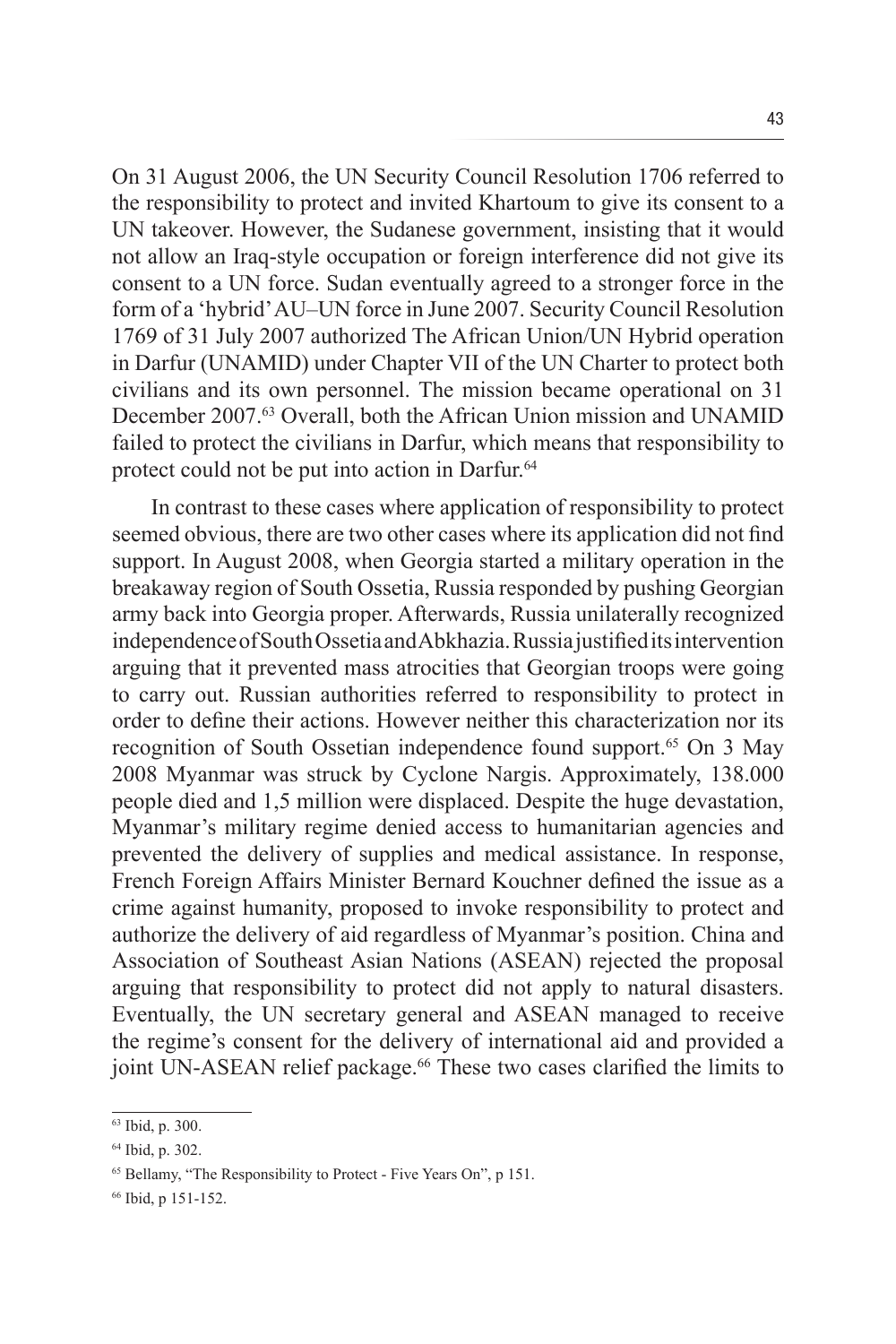On 31 August 2006, the UN Security Council Resolution 1706 referred to the responsibility to protect and invited Khartoum to give its consent to a UN takeover. However, the Sudanese government, insisting that it would not allow an Iraq-style occupation or foreign interference did not give its consent to a UN force. Sudan eventually agreed to a stronger force in the form of a 'hybrid' AU–UN force in June 2007. Security Council Resolution 1769 of 31 July 2007 authorized The African Union/UN Hybrid operation in Darfur (UNAMID) under Chapter VII of the UN Charter to protect both civilians and its own personnel. The mission became operational on 31 December 2007.[63] Overall, both the African Union mission and UNAMID failed to protect the civilians in Darfur, which means that responsibility to protect could not be put into action in Darfur.[64]

In contrast to these cases where application of responsibility to protect seemed obvious, there are two other cases where its application did not find support. In August 2008, when Georgia started a military operation in the breakaway region of South Ossetia, Russia responded by pushing Georgian army back into Georgia proper. Afterwards, Russia unilaterally recognized independence of South Ossetia and Abkhazia. Russia justified its intervention arguing that it prevented mass atrocities that Georgian troops were going to carry out. Russian authorities referred to responsibility to protect in order to define their actions. However neither this characterization nor its recognition of South Ossetian independence found support.[65] On 3 May 2008 Myanmar was struck by Cyclone Nargis. Approximately, 138.000 people died and 1,5 million were displaced. Despite the huge devastation, Myanmar's military regime denied access to humanitarian agencies and prevented the delivery of supplies and medical assistance. In response, French Foreign Affairs Minister Bernard Kouchner defined the issue as a crime against humanity, proposed to invoke responsibility to protect and authorize the delivery of aid regardless of Myanmar's position. China and Association of Southeast Asian Nations (ASEAN) rejected the proposal arguing that responsibility to protect did not apply to natural disasters. Eventually, the UN secretary general and ASEAN managed to receive the regime's consent for the delivery of international aid and provided a joint UN-ASEAN relief package.[66] These two cases clarified the limits to

---

[63] Ibid, p. 300.

[64] Ibid, p. 302.

[65] Bellamy, "The Responsibility to Protect - Five Years On", p 151.

[66] Ibid, p 151-152.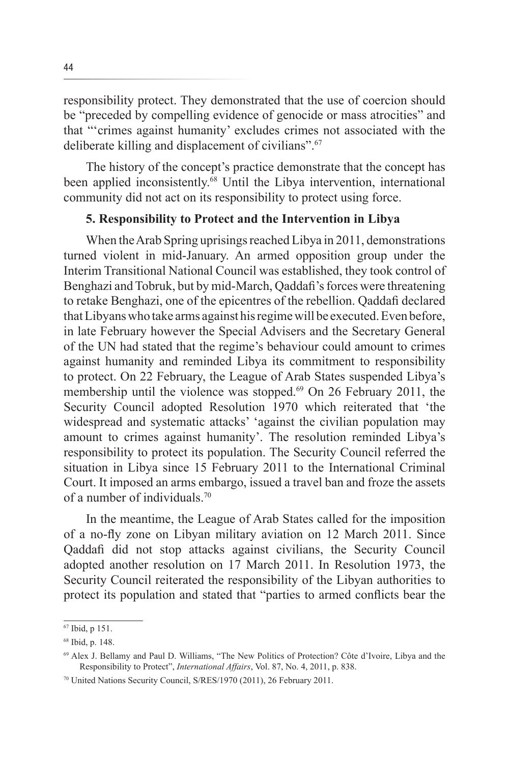responsibility protect. They demonstrated that the use of coercion should be "preceded by compelling evidence of genocide or mass atrocities" and that "'crimes against humanity' excludes crimes not associated with the deliberate killing and displacement of civilians".[67]

The history of the concept's practice demonstrate that the concept has been applied inconsistently.[68] Until the Libya intervention, international community did not act on its responsibility to protect using force.

**5. Responsibility to Protect and the Intervention in Libya**

When the Arab Spring uprisings reached Libya in 2011, demonstrations turned violent in mid-January. An armed opposition group under the Interim Transitional National Council was established, they took control of Benghazi and Tobruk, but by mid-March, Qaddafi's forces were threatening to retake Benghazi, one of the epicentres of the rebellion. Qaddafi declared that Libyans who take arms against his regime will be executed. Even before, in late February however the Special Advisers and the Secretary General of the UN had stated that the regime's behaviour could amount to crimes against humanity and reminded Libya its commitment to responsibility to protect. On 22 February, the League of Arab States suspended Libya's membership until the violence was stopped.[69] On 26 February 2011, the Security Council adopted Resolution 1970 which reiterated that 'the widespread and systematic attacks' 'against the civilian population may amount to crimes against humanity'. The resolution reminded Libya's responsibility to protect its population. The Security Council referred the situation in Libya since 15 February 2011 to the International Criminal Court. It imposed an arms embargo, issued a travel ban and froze the assets of a number of individuals.[70]

In the meantime, the League of Arab States called for the imposition of a no-fly zone on Libyan military aviation on 12 March 2011. Since Qaddafi did not stop attacks against civilians, the Security Council adopted another resolution on 17 March 2011. In Resolution 1973, the Security Council reiterated the responsibility of the Libyan authorities to protect its population and stated that "parties to armed conflicts bear the

---

[67] Ibid, p 151.

[68] Ibid, p. 148.

[69] Alex J. Bellamy and Paul D. Williams, "The New Politics of Protection? Côte d'Ivoire, Libya and the Responsibility to Protect", *International Affairs*, Vol. 87, No. 4, 2011, p. 838.

[70] United Nations Security Council, S/RES/1970 (2011), 26 February 2011.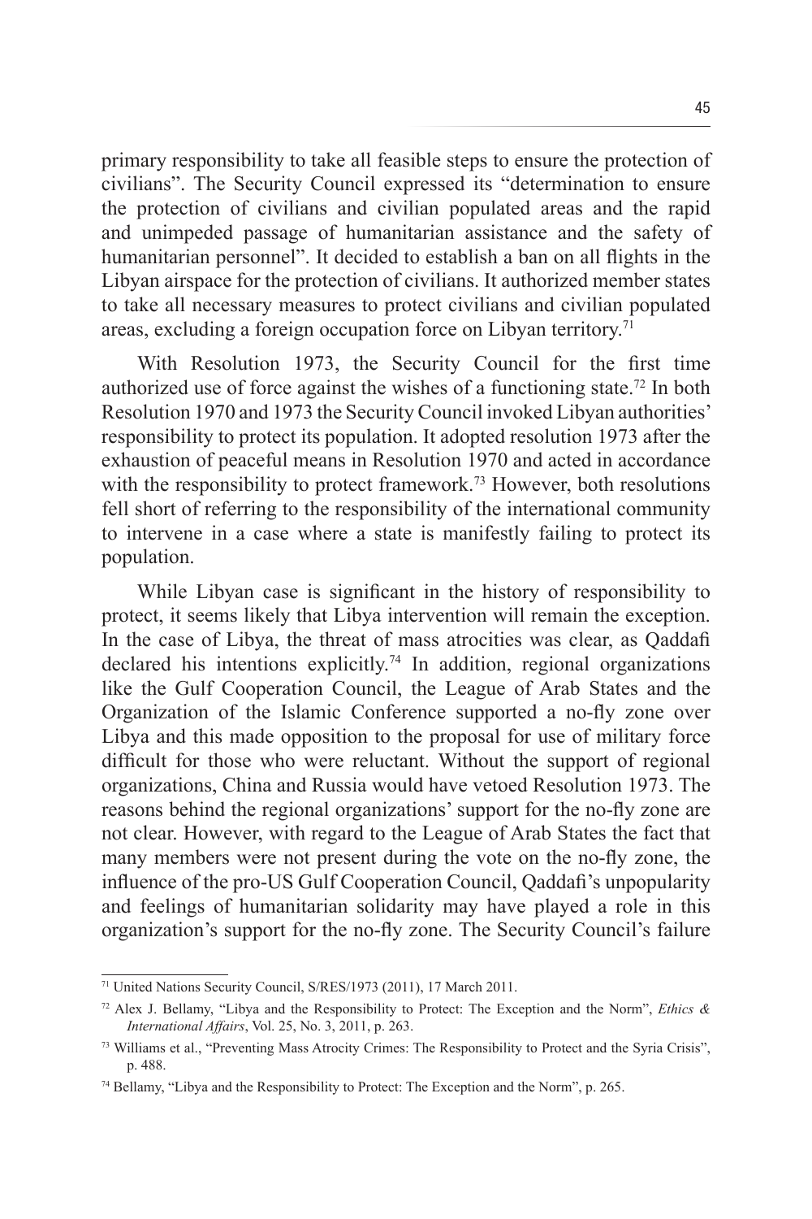primary responsibility to take all feasible steps to ensure the protection of civilians". The Security Council expressed its "determination to ensure the protection of civilians and civilian populated areas and the rapid and unimpeded passage of humanitarian assistance and the safety of humanitarian personnel". It decided to establish a ban on all flights in the Libyan airspace for the protection of civilians. It authorized member states to take all necessary measures to protect civilians and civilian populated areas, excluding a foreign occupation force on Libyan territory.[71]

With Resolution 1973, the Security Council for the first time authorized use of force against the wishes of a functioning state.[72] In both Resolution 1970 and 1973 the Security Council invoked Libyan authorities' responsibility to protect its population. It adopted resolution 1973 after the exhaustion of peaceful means in Resolution 1970 and acted in accordance with the responsibility to protect framework.[73] However, both resolutions fell short of referring to the responsibility of the international community to intervene in a case where a state is manifestly failing to protect its population.

While Libyan case is significant in the history of responsibility to protect, it seems likely that Libya intervention will remain the exception. In the case of Libya, the threat of mass atrocities was clear, as Qaddafi declared his intentions explicitly.[74] In addition, regional organizations like the Gulf Cooperation Council, the League of Arab States and the Organization of the Islamic Conference supported a no-fly zone over Libya and this made opposition to the proposal for use of military force difficult for those who were reluctant. Without the support of regional organizations, China and Russia would have vetoed Resolution 1973. The reasons behind the regional organizations' support for the no-fly zone are not clear. However, with regard to the League of Arab States the fact that many members were not present during the vote on the no-fly zone, the influence of the pro-US Gulf Cooperation Council, Qaddafi's unpopularity and feelings of humanitarian solidarity may have played a role in this organization's support for the no-fly zone. The Security Council's failure

---

[71] United Nations Security Council, S/RES/1973 (2011), 17 March 2011.

[72] Alex J. Bellamy, "Libya and the Responsibility to Protect: The Exception and the Norm", *Ethics & International Affairs*, Vol. 25, No. 3, 2011, p. 263.

[73] Williams et al., "Preventing Mass Atrocity Crimes: The Responsibility to Protect and the Syria Crisis", p. 488.

[74] Bellamy, "Libya and the Responsibility to Protect: The Exception and the Norm", p. 265.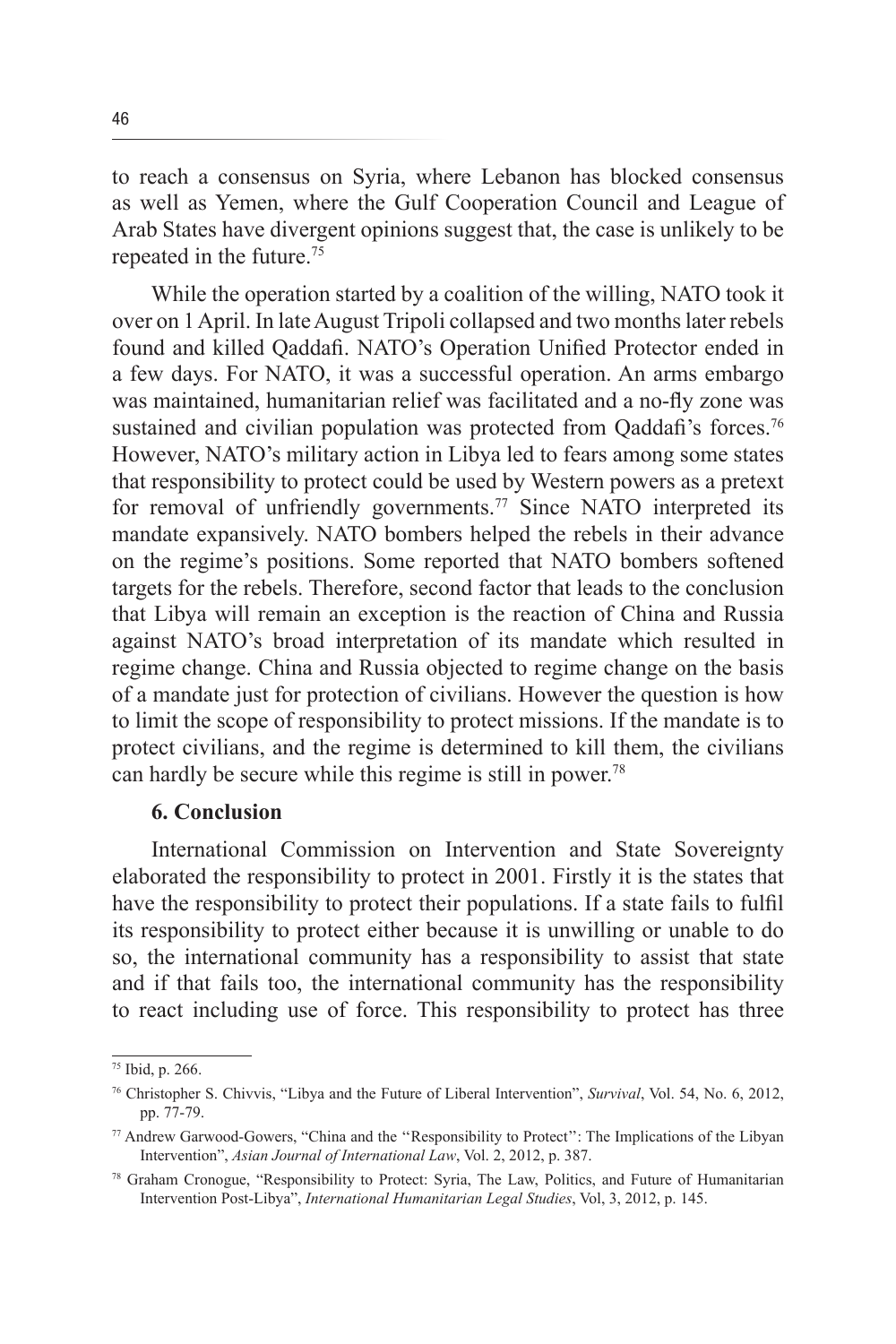to reach a consensus on Syria, where Lebanon has blocked consensus as well as Yemen, where the Gulf Cooperation Council and League of Arab States have divergent opinions suggest that, the case is unlikely to be repeated in the future.[75]

While the operation started by a coalition of the willing, NATO took it over on 1 April. In late August Tripoli collapsed and two months later rebels found and killed Qaddafi. NATO's Operation Unified Protector ended in a few days. For NATO, it was a successful operation. An arms embargo was maintained, humanitarian relief was facilitated and a no-fly zone was sustained and civilian population was protected from Qaddafi's forces.[76] However, NATO's military action in Libya led to fears among some states that responsibility to protect could be used by Western powers as a pretext for removal of unfriendly governments.[77] Since NATO interpreted its mandate expansively. NATO bombers helped the rebels in their advance on the regime's positions. Some reported that NATO bombers softened targets for the rebels. Therefore, second factor that leads to the conclusion that Libya will remain an exception is the reaction of China and Russia against NATO's broad interpretation of its mandate which resulted in regime change. China and Russia objected to regime change on the basis of a mandate just for protection of civilians. However the question is how to limit the scope of responsibility to protect missions. If the mandate is to protect civilians, and the regime is determined to kill them, the civilians can hardly be secure while this regime is still in power.[78]

## 6. Conclusion

International Commission on Intervention and State Sovereignty elaborated the responsibility to protect in 2001. Firstly it is the states that have the responsibility to protect their populations. If a state fails to fulfil its responsibility to protect either because it is unwilling or unable to do so, the international community has a responsibility to assist that state and if that fails too, the international community has the responsibility to react including use of force. This responsibility to protect has three

---

[75] Ibid, p. 266.

[76] Christopher S. Chivvis, "Libya and the Future of Liberal Intervention", *Survival*, Vol. 54, No. 6, 2012, pp. 77-79.

[77] Andrew Garwood-Gowers, "China and the ''Responsibility to Protect'': The Implications of the Libyan Intervention", *Asian Journal of International Law*, Vol. 2, 2012, p. 387.

[78] Graham Cronogue, "Responsibility to Protect: Syria, The Law, Politics, and Future of Humanitarian Intervention Post-Libya", *International Humanitarian Legal Studies*, Vol, 3, 2012, p. 145.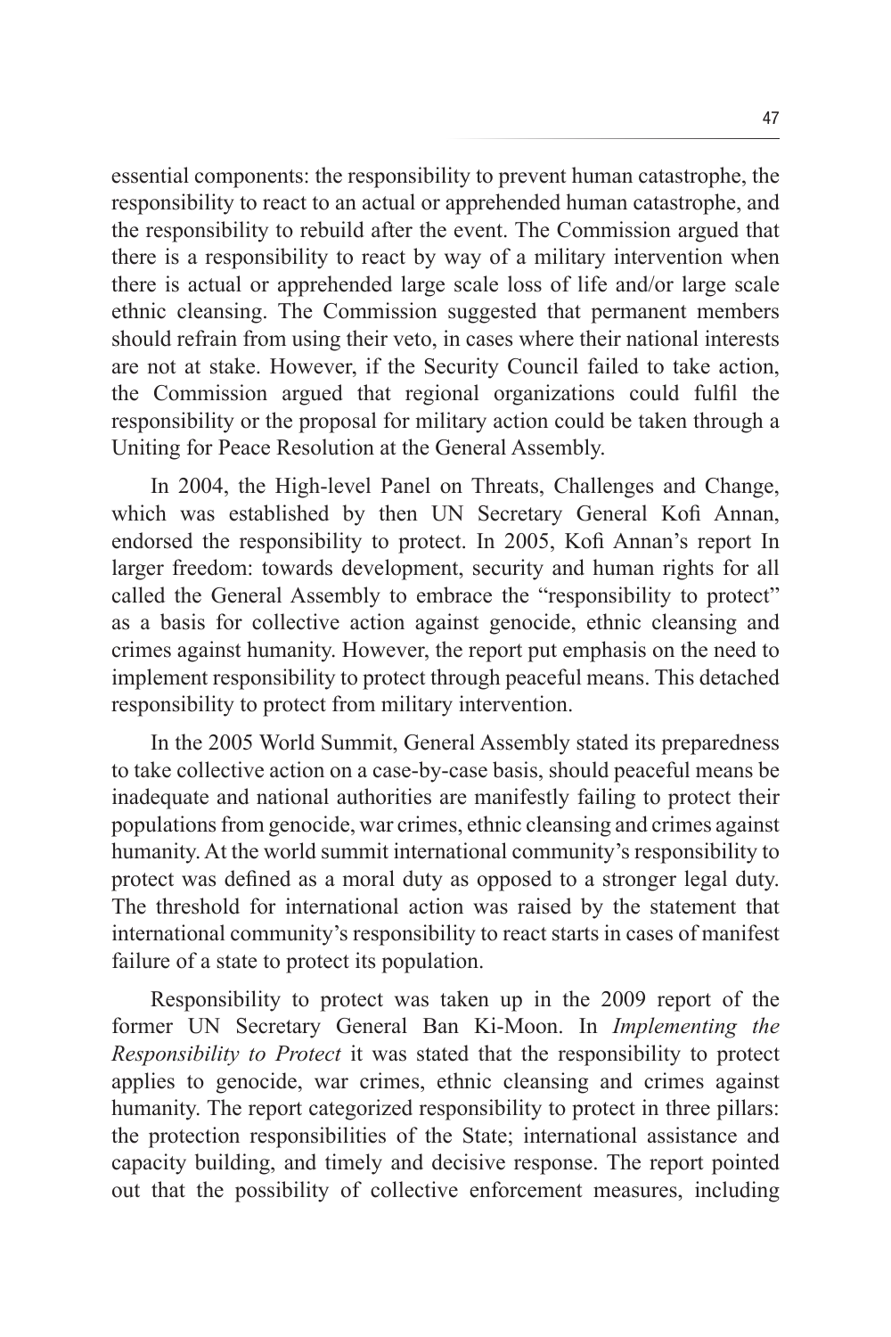essential components: the responsibility to prevent human catastrophe, the responsibility to react to an actual or apprehended human catastrophe, and the responsibility to rebuild after the event. The Commission argued that there is a responsibility to react by way of a military intervention when there is actual or apprehended large scale loss of life and/or large scale ethnic cleansing. The Commission suggested that permanent members should refrain from using their veto, in cases where their national interests are not at stake. However, if the Security Council failed to take action, the Commission argued that regional organizations could fulfil the responsibility or the proposal for military action could be taken through a Uniting for Peace Resolution at the General Assembly.

In 2004, the High-level Panel on Threats, Challenges and Change, which was established by then UN Secretary General Kofi Annan, endorsed the responsibility to protect. In 2005, Kofi Annan's report In larger freedom: towards development, security and human rights for all called the General Assembly to embrace the "responsibility to protect" as a basis for collective action against genocide, ethnic cleansing and crimes against humanity. However, the report put emphasis on the need to implement responsibility to protect through peaceful means. This detached responsibility to protect from military intervention.

In the 2005 World Summit, General Assembly stated its preparedness to take collective action on a case-by-case basis, should peaceful means be inadequate and national authorities are manifestly failing to protect their populations from genocide, war crimes, ethnic cleansing and crimes against humanity. At the world summit international community's responsibility to protect was defined as a moral duty as opposed to a stronger legal duty. The threshold for international action was raised by the statement that international community's responsibility to react starts in cases of manifest failure of a state to protect its population.

Responsibility to protect was taken up in the 2009 report of the former UN Secretary General Ban Ki-Moon. In *Implementing the Responsibility to Protect* it was stated that the responsibility to protect applies to genocide, war crimes, ethnic cleansing and crimes against humanity. The report categorized responsibility to protect in three pillars: the protection responsibilities of the State; international assistance and capacity building, and timely and decisive response. The report pointed out that the possibility of collective enforcement measures, including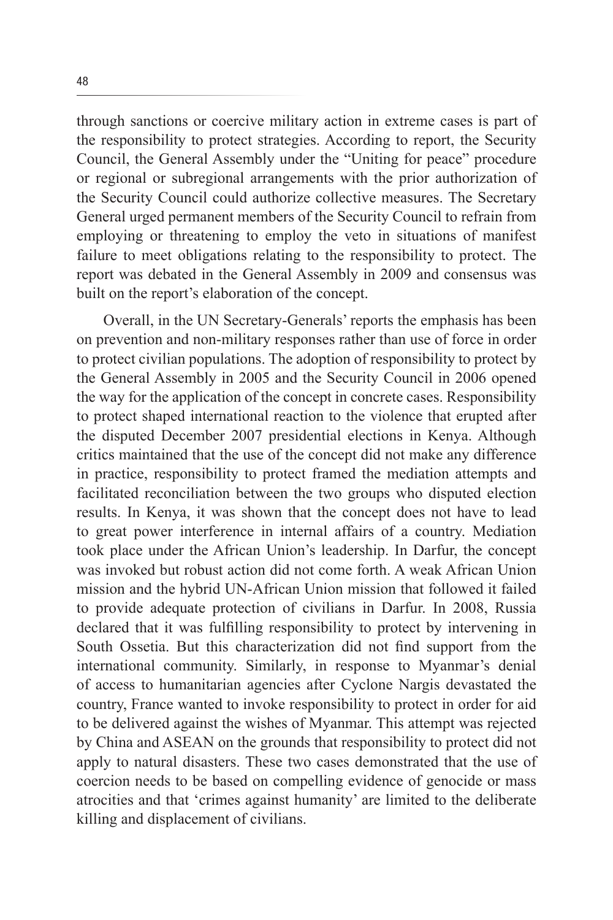through sanctions or coercive military action in extreme cases is part of the responsibility to protect strategies. According to report, the Security Council, the General Assembly under the "Uniting for peace" procedure or regional or subregional arrangements with the prior authorization of the Security Council could authorize collective measures. The Secretary General urged permanent members of the Security Council to refrain from employing or threatening to employ the veto in situations of manifest failure to meet obligations relating to the responsibility to protect. The report was debated in the General Assembly in 2009 and consensus was built on the report's elaboration of the concept.

Overall, in the UN Secretary-Generals' reports the emphasis has been on prevention and non-military responses rather than use of force in order to protect civilian populations. The adoption of responsibility to protect by the General Assembly in 2005 and the Security Council in 2006 opened the way for the application of the concept in concrete cases. Responsibility to protect shaped international reaction to the violence that erupted after the disputed December 2007 presidential elections in Kenya. Although critics maintained that the use of the concept did not make any difference in practice, responsibility to protect framed the mediation attempts and facilitated reconciliation between the two groups who disputed election results. In Kenya, it was shown that the concept does not have to lead to great power interference in internal affairs of a country. Mediation took place under the African Union's leadership. In Darfur, the concept was invoked but robust action did not come forth. A weak African Union mission and the hybrid UN-African Union mission that followed it failed to provide adequate protection of civilians in Darfur. In 2008, Russia declared that it was fulfilling responsibility to protect by intervening in South Ossetia. But this characterization did not find support from the international community. Similarly, in response to Myanmar's denial of access to humanitarian agencies after Cyclone Nargis devastated the country, France wanted to invoke responsibility to protect in order for aid to be delivered against the wishes of Myanmar. This attempt was rejected by China and ASEAN on the grounds that responsibility to protect did not apply to natural disasters. These two cases demonstrated that the use of coercion needs to be based on compelling evidence of genocide or mass atrocities and that 'crimes against humanity' are limited to the deliberate killing and displacement of civilians.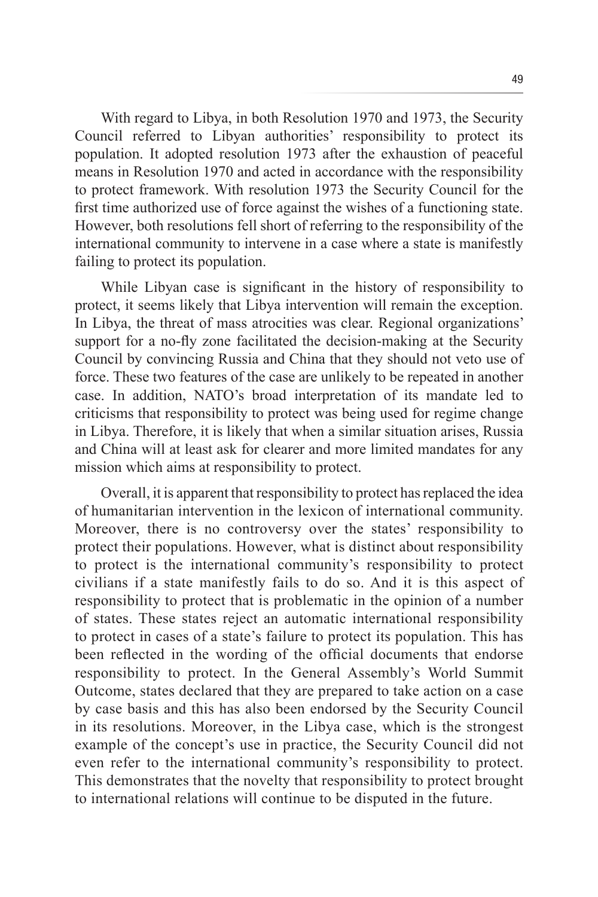With regard to Libya, in both Resolution 1970 and 1973, the Security Council referred to Libyan authorities' responsibility to protect its population. It adopted resolution 1973 after the exhaustion of peaceful means in Resolution 1970 and acted in accordance with the responsibility to protect framework. With resolution 1973 the Security Council for the first time authorized use of force against the wishes of a functioning state. However, both resolutions fell short of referring to the responsibility of the international community to intervene in a case where a state is manifestly failing to protect its population.

While Libyan case is significant in the history of responsibility to protect, it seems likely that Libya intervention will remain the exception. In Libya, the threat of mass atrocities was clear. Regional organizations' support for a no-fly zone facilitated the decision-making at the Security Council by convincing Russia and China that they should not veto use of force. These two features of the case are unlikely to be repeated in another case. In addition, NATO's broad interpretation of its mandate led to criticisms that responsibility to protect was being used for regime change in Libya. Therefore, it is likely that when a similar situation arises, Russia and China will at least ask for clearer and more limited mandates for any mission which aims at responsibility to protect.

Overall, it is apparent that responsibility to protect has replaced the idea of humanitarian intervention in the lexicon of international community. Moreover, there is no controversy over the states' responsibility to protect their populations. However, what is distinct about responsibility to protect is the international community's responsibility to protect civilians if a state manifestly fails to do so. And it is this aspect of responsibility to protect that is problematic in the opinion of a number of states. These states reject an automatic international responsibility to protect in cases of a state's failure to protect its population. This has been reflected in the wording of the official documents that endorse responsibility to protect. In the General Assembly's World Summit Outcome, states declared that they are prepared to take action on a case by case basis and this has also been endorsed by the Security Council in its resolutions. Moreover, in the Libya case, which is the strongest example of the concept's use in practice, the Security Council did not even refer to the international community's responsibility to protect. This demonstrates that the novelty that responsibility to protect brought to international relations will continue to be disputed in the future.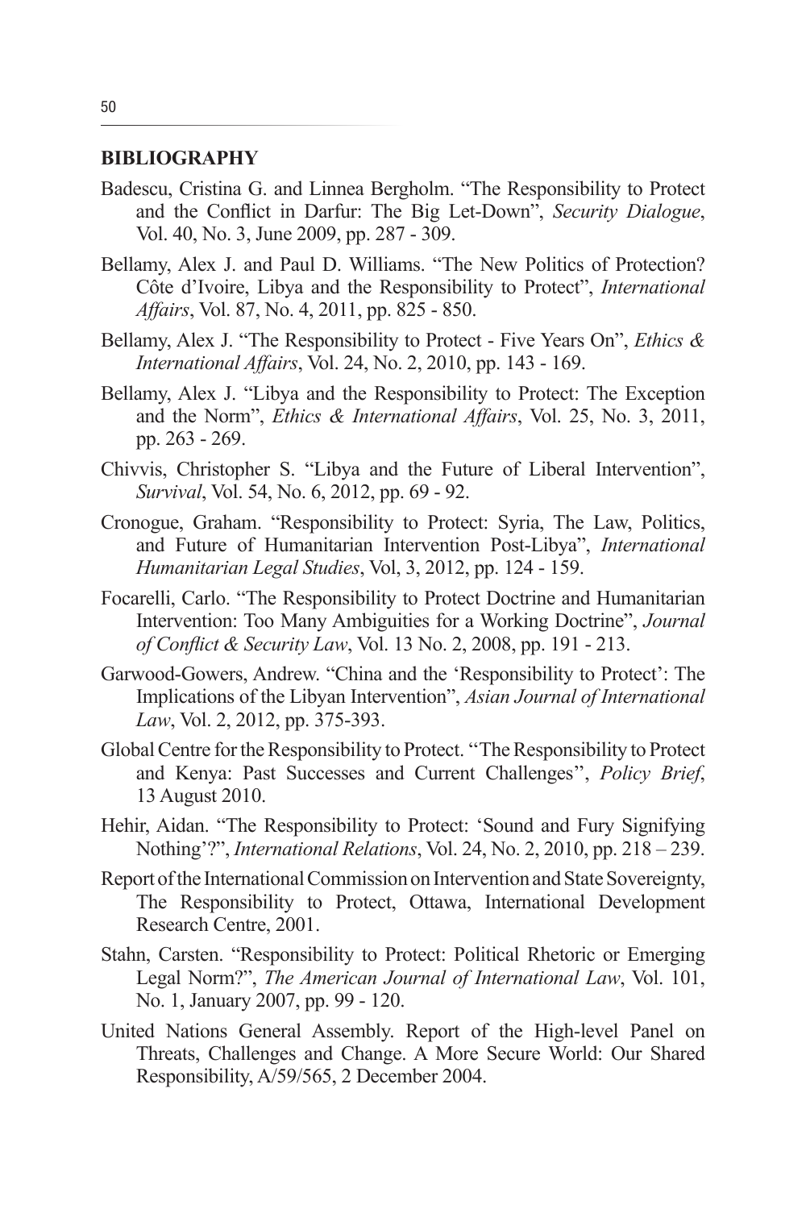**BIBLIOGRAPHY**

Badescu, Cristina G. and Linnea Bergholm. "The Responsibility to Protect and the Conflict in Darfur: The Big Let-Down", *Security Dialogue*, Vol. 40, No. 3, June 2009, pp. 287 - 309.

Bellamy, Alex J. and Paul D. Williams. "The New Politics of Protection? Côte d'Ivoire, Libya and the Responsibility to Protect", *International Affairs*, Vol. 87, No. 4, 2011, pp. 825 - 850.

Bellamy, Alex J. "The Responsibility to Protect - Five Years On", *Ethics & International Affairs*, Vol. 24, No. 2, 2010, pp. 143 - 169.

Bellamy, Alex J. "Libya and the Responsibility to Protect: The Exception and the Norm", *Ethics & International Affairs*, Vol. 25, No. 3, 2011, pp. 263 - 269.

Chivvis, Christopher S. "Libya and the Future of Liberal Intervention", *Survival*, Vol. 54, No. 6, 2012, pp. 69 - 92.

Cronogue, Graham. "Responsibility to Protect: Syria, The Law, Politics, and Future of Humanitarian Intervention Post-Libya", *International Humanitarian Legal Studies*, Vol, 3, 2012, pp. 124 - 159.

Focarelli, Carlo. "The Responsibility to Protect Doctrine and Humanitarian Intervention: Too Many Ambiguities for a Working Doctrine", *Journal of Conflict & Security Law*, Vol. 13 No. 2, 2008, pp. 191 - 213.

Garwood-Gowers, Andrew. "China and the 'Responsibility to Protect': The Implications of the Libyan Intervention", *Asian Journal of International Law*, Vol. 2, 2012, pp. 375-393.

Global Centre for the Responsibility to Protect. ''The Responsibility to Protect and Kenya: Past Successes and Current Challenges'', *Policy Brief*, 13 August 2010.

Hehir, Aidan. "The Responsibility to Protect: 'Sound and Fury Signifying Nothing'?", *International Relations*, Vol. 24, No. 2, 2010, pp. 218 – 239.

Report of the International Commission on Intervention and State Sovereignty, The Responsibility to Protect, Ottawa, International Development Research Centre, 2001.

Stahn, Carsten. "Responsibility to Protect: Political Rhetoric or Emerging Legal Norm?", *The American Journal of International Law*, Vol. 101, No. 1, January 2007, pp. 99 - 120.

United Nations General Assembly. Report of the High-level Panel on Threats, Challenges and Change. A More Secure World: Our Shared Responsibility, A/59/565, 2 December 2004.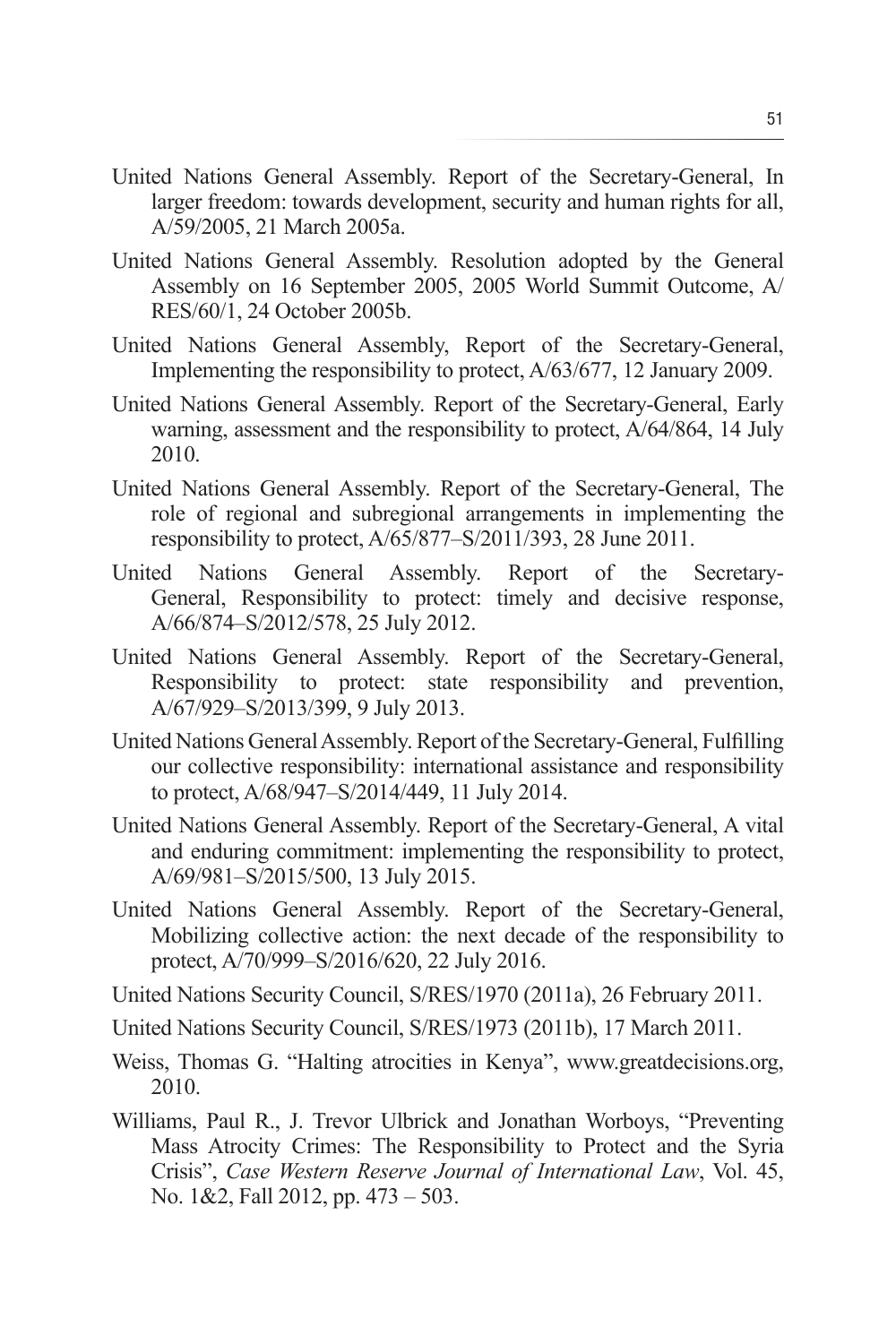United Nations General Assembly. Report of the Secretary-General, In larger freedom: towards development, security and human rights for all, A/59/2005, 21 March 2005a.

United Nations General Assembly. Resolution adopted by the General Assembly on 16 September 2005, 2005 World Summit Outcome, A/RES/60/1, 24 October 2005b.

United Nations General Assembly, Report of the Secretary-General, Implementing the responsibility to protect, A/63/677, 12 January 2009.

United Nations General Assembly. Report of the Secretary-General, Early warning, assessment and the responsibility to protect, A/64/864, 14 July 2010.

United Nations General Assembly. Report of the Secretary-General, The role of regional and subregional arrangements in implementing the responsibility to protect, A/65/877–S/2011/393, 28 June 2011.

United Nations General Assembly. Report of the Secretary-General, Responsibility to protect: timely and decisive response, A/66/874–S/2012/578, 25 July 2012.

United Nations General Assembly. Report of the Secretary-General, Responsibility to protect: state responsibility and prevention, A/67/929–S/2013/399, 9 July 2013.

United Nations General Assembly. Report of the Secretary-General, Fulfilling our collective responsibility: international assistance and responsibility to protect, A/68/947–S/2014/449, 11 July 2014.

United Nations General Assembly. Report of the Secretary-General, A vital and enduring commitment: implementing the responsibility to protect, A/69/981–S/2015/500, 13 July 2015.

United Nations General Assembly. Report of the Secretary-General, Mobilizing collective action: the next decade of the responsibility to protect, A/70/999–S/2016/620, 22 July 2016.

United Nations Security Council, S/RES/1970 (2011a), 26 February 2011.

United Nations Security Council, S/RES/1973 (2011b), 17 March 2011.

Weiss, Thomas G. "Halting atrocities in Kenya", www.greatdecisions.org, 2010.

Williams, Paul R., J. Trevor Ulbrick and Jonathan Worboys, "Preventing Mass Atrocity Crimes: The Responsibility to Protect and the Syria Crisis", *Case Western Reserve Journal of International Law*, Vol. 45, No. 1&2, Fall 2012, pp. 473 – 503.